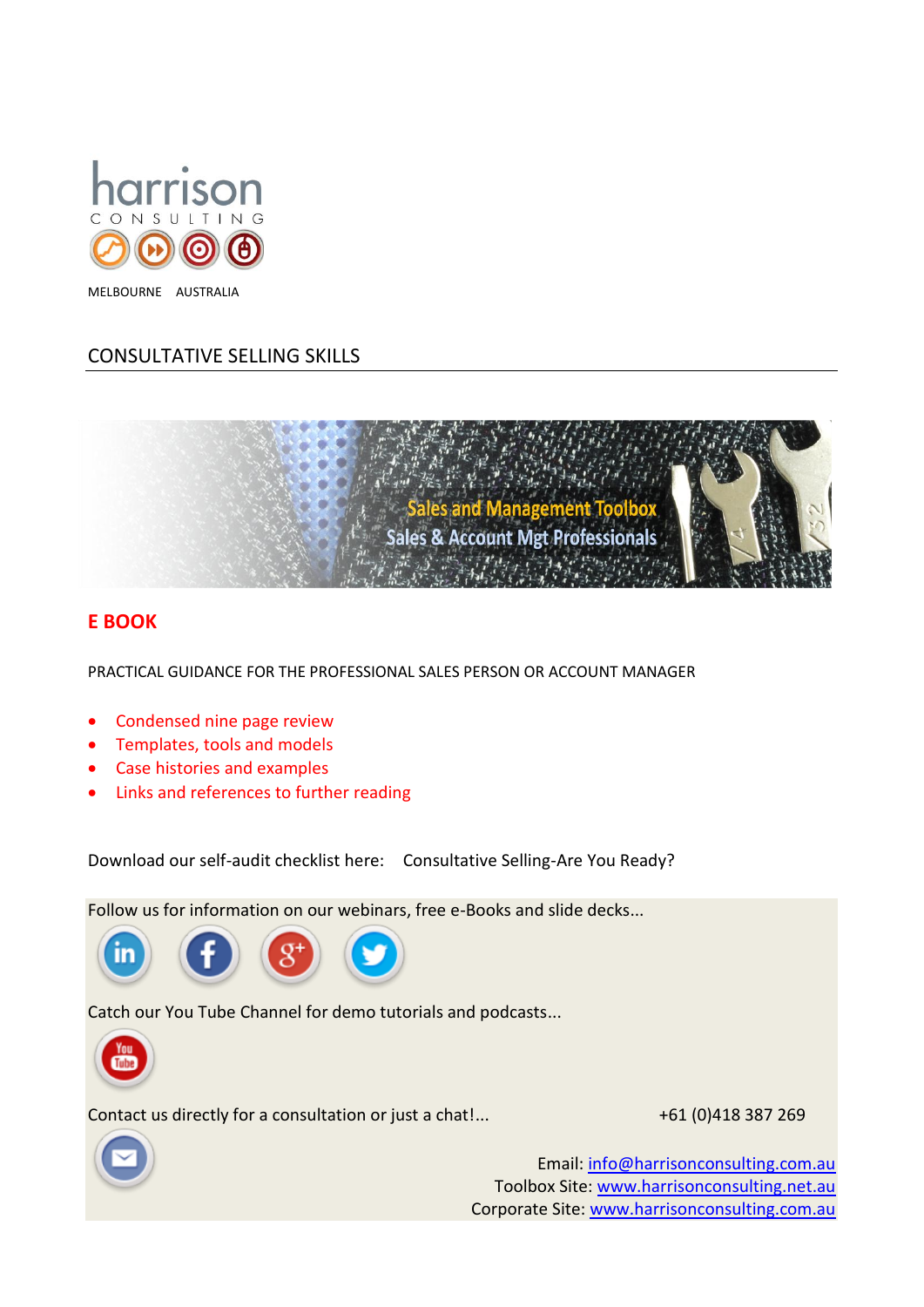harrison

CONSULTING

MELBOURNE AUSTRALIA

## CONSULTATIVE SELLING SKILLS

Sales and Management Toolbox

Sales & Account Mgt Professionals

## E BOOK

PRACTICAL GUIDANCE FOR THE PROFESSIONAL SALES PERSON OR ACCOUNT MANAGER

- Condensed nine page review
- Templates, tools and models
- Case histories and examples
- Links and references to further reading

Download our self-audit checklist here: Consultative Selling-Are You Ready?

Follow us for information on our webinars, free e-Books and slide decks...

Catch our You Tube Channel for demo tutorials and podcasts...

Contact us directly for a consultation or just a chat!... +61 (0)418 387 269

Email: info@harrisonconsulting.com.au

Toolbox Site: www.harrisonconsulting.net.au

Corporate Site: www.harrisonconsulting.com.au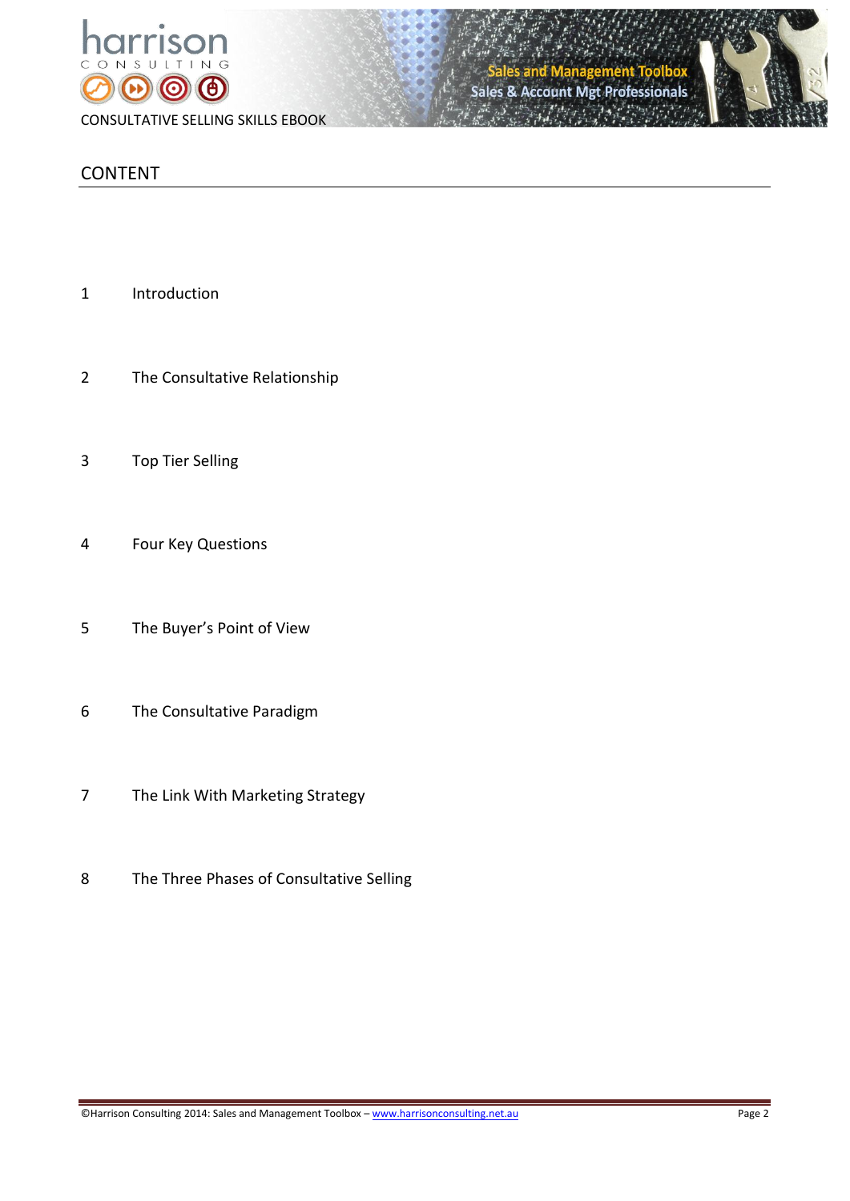## CONTENT

1 Introduction

2 The Consultative Relationship

3 Top Tier Selling

4 Four Key Questions

5 The Buyer's Point of View

6 The Consultative Paradigm

7 The Link With Marketing Strategy

8 The Three Phases of Consultative Selling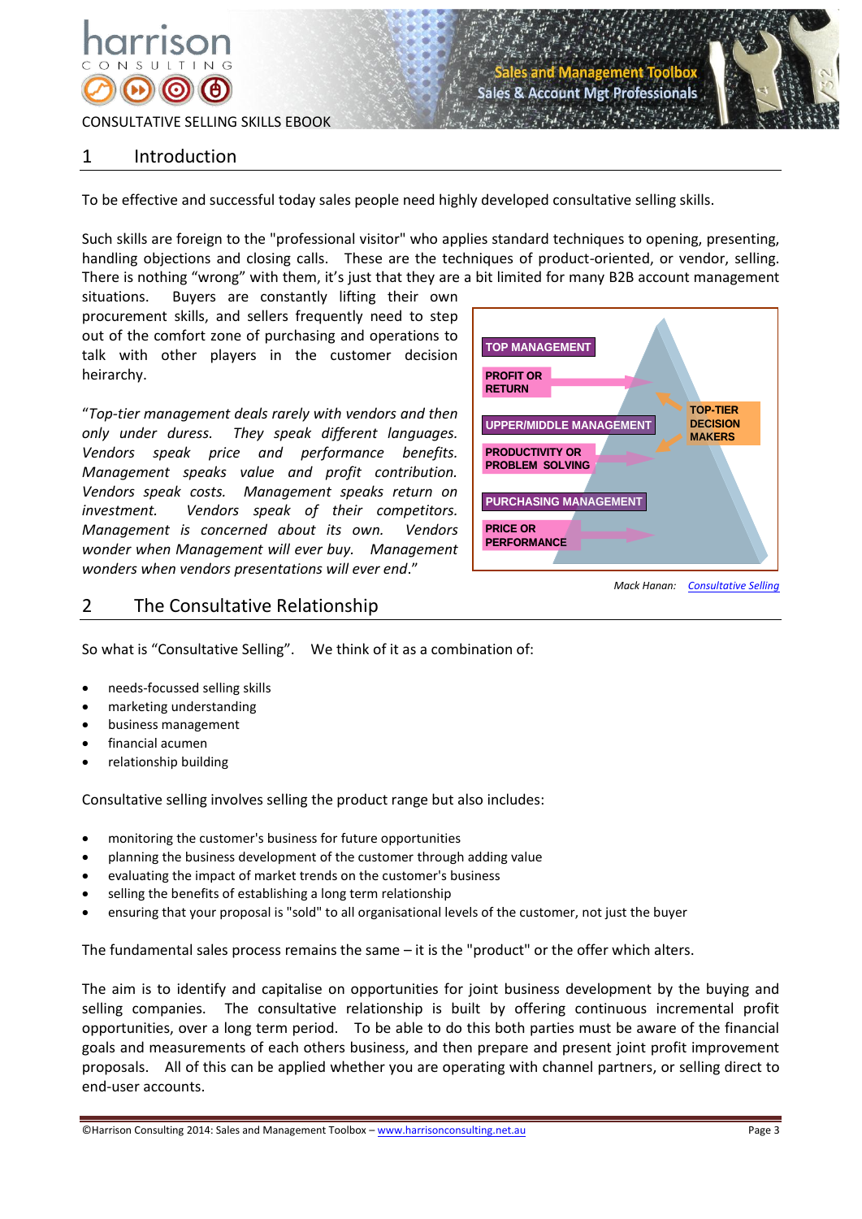# 1 Introduction

To be effective and successful today sales people need highly developed consultative selling skills.

Such skills are foreign to the "professional visitor" who applies standard techniques to opening, presenting, handling objections and closing calls. These are the techniques of product-oriented, or vendor, selling. There is nothing "wrong" with them, it's just that they are a bit limited for many B2B account management situations. Buyers are constantly lifting their own procurement skills, and sellers frequently need to step out of the comfort zone of purchasing and operations to talk with other players in the customer decision heirarchy.

"*Top-tier management deals rarely with vendors and then only under duress. They speak different languages. Vendors speak price and performance benefits. Management speaks value and profit contribution. Vendors speak costs. Management speaks return on investment. Vendors speak of their competitors. Management is concerned about its own. Vendors wonder when Management will ever buy. Management wonders when vendors presentations will ever end*."

TOP MANAGEMENT — PROFIT OR RETURN

UPPER/MIDDLE MANAGEMENT — PRODUCTIVITY OR PROBLEM SOLVING

PURCHASING MANAGEMENT — PRICE OR PERFORMANCE

TOP-TIER DECISION MAKERS

*Mack Hanan:* *Consultative Selling*

# 2 The Consultative Relationship

So what is "Consultative Selling". We think of it as a combination of:

- needs-focussed selling skills
- marketing understanding
- business management
- financial acumen
- relationship building

Consultative selling involves selling the product range but also includes:

- monitoring the customer's business for future opportunities
- planning the business development of the customer through adding value
- evaluating the impact of market trends on the customer's business
- selling the benefits of establishing a long term relationship
- ensuring that your proposal is "sold" to all organisational levels of the customer, not just the buyer

The fundamental sales process remains the same – it is the "product" or the offer which alters.

The aim is to identify and capitalise on opportunities for joint business development by the buying and selling companies. The consultative relationship is built by offering continuous incremental profit opportunities, over a long term period. To be able to do this both parties must be aware of the financial goals and measurements of each others business, and then prepare and present joint profit improvement proposals. All of this can be applied whether you are operating with channel partners, or selling direct to end-user accounts.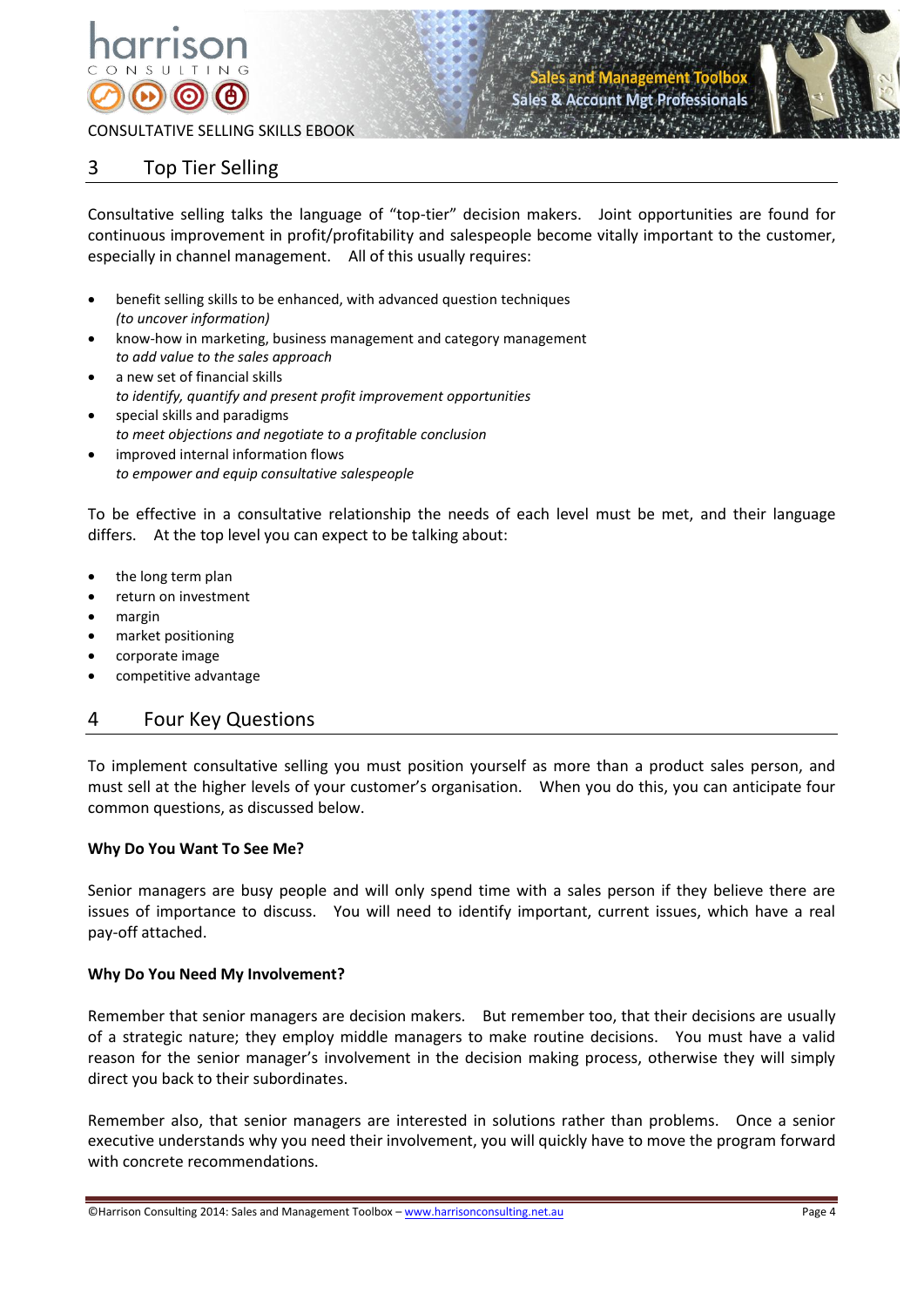## 3 Top Tier Selling

Consultative selling talks the language of "top-tier" decision makers. Joint opportunities are found for continuous improvement in profit/profitability and salespeople become vitally important to the customer, especially in channel management. All of this usually requires:

- benefit selling skills to be enhanced, with advanced question techniques
  *(to uncover information)*
- know-how in marketing, business management and category management
  *to add value to the sales approach*
- a new set of financial skills
  *to identify, quantify and present profit improvement opportunities*
- special skills and paradigms
  *to meet objections and negotiate to a profitable conclusion*
- improved internal information flows
  *to empower and equip consultative salespeople*

To be effective in a consultative relationship the needs of each level must be met, and their language differs. At the top level you can expect to be talking about:

- the long term plan
- return on investment
- margin
- market positioning
- corporate image
- competitive advantage

## 4 Four Key Questions

To implement consultative selling you must position yourself as more than a product sales person, and must sell at the higher levels of your customer's organisation. When you do this, you can anticipate four common questions, as discussed below.

**Why Do You Want To See Me?**

Senior managers are busy people and will only spend time with a sales person if they believe there are issues of importance to discuss. You will need to identify important, current issues, which have a real pay-off attached.

**Why Do You Need My Involvement?**

Remember that senior managers are decision makers. But remember too, that their decisions are usually of a strategic nature; they employ middle managers to make routine decisions. You must have a valid reason for the senior manager's involvement in the decision making process, otherwise they will simply direct you back to their subordinates.

Remember also, that senior managers are interested in solutions rather than problems. Once a senior executive understands why you need their involvement, you will quickly have to move the program forward with concrete recommendations.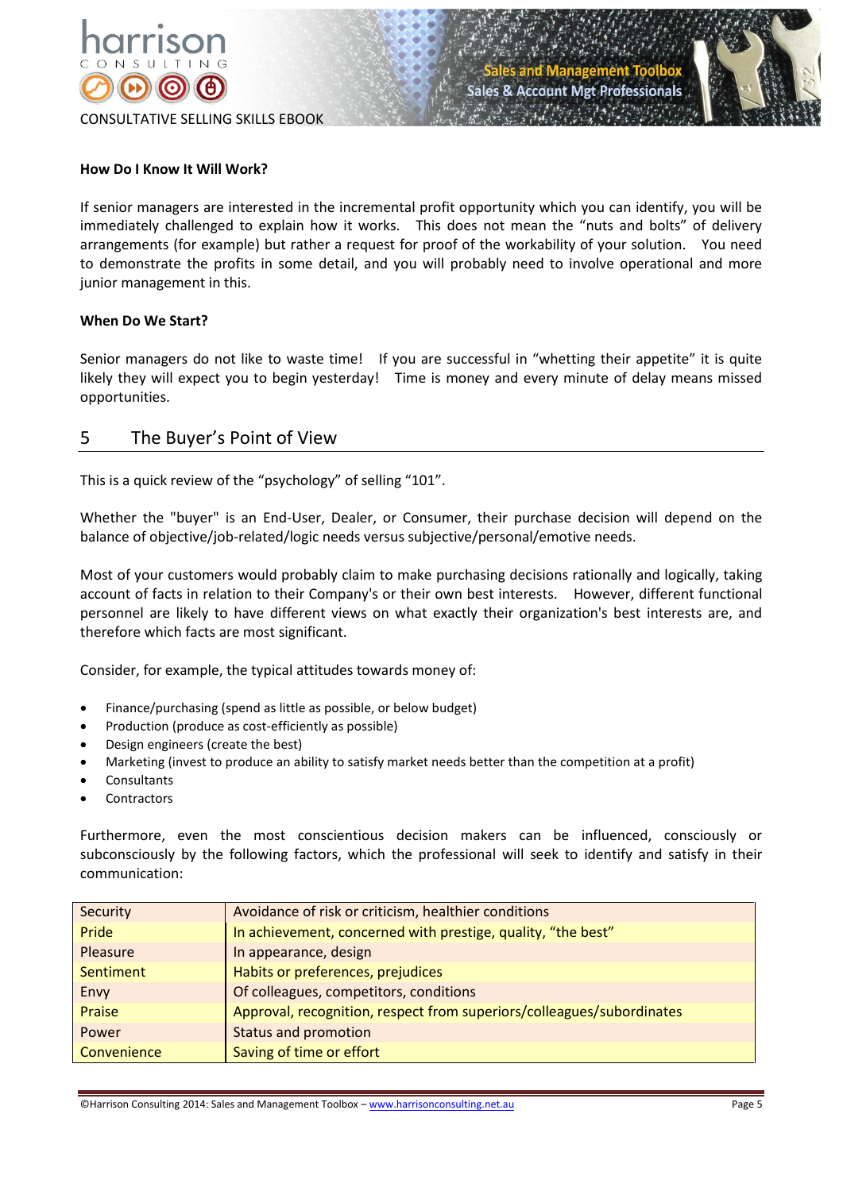**How Do I Know It Will Work?**

If senior managers are interested in the incremental profit opportunity which you can identify, you will be immediately challenged to explain how it works. This does not mean the "nuts and bolts" of delivery arrangements (for example) but rather a request for proof of the workability of your solution. You need to demonstrate the profits in some detail, and you will probably need to involve operational and more junior management in this.

**When Do We Start?**

Senior managers do not like to waste time! If you are successful in "whetting their appetite" it is quite likely they will expect you to begin yesterday! Time is money and every minute of delay means missed opportunities.

## 5 The Buyer's Point of View

This is a quick review of the "psychology" of selling "101".

Whether the "buyer" is an End-User, Dealer, or Consumer, their purchase decision will depend on the balance of objective/job-related/logic needs versus subjective/personal/emotive needs.

Most of your customers would probably claim to make purchasing decisions rationally and logically, taking account of facts in relation to their Company's or their own best interests. However, different functional personnel are likely to have different views on what exactly their organization's best interests are, and therefore which facts are most significant.

Consider, for example, the typical attitudes towards money of:

- Finance/purchasing (spend as little as possible, or below budget)
- Production (produce as cost-efficiently as possible)
- Design engineers (create the best)
- Marketing (invest to produce an ability to satisfy market needs better than the competition at a profit)
- Consultants
- Contractors

Furthermore, even the most conscientious decision makers can be influenced, consciously or subconsciously by the following factors, which the professional will seek to identify and satisfy in their communication:

| | |
|---|---|
| Security | Avoidance of risk or criticism, healthier conditions |
| Pride | In achievement, concerned with prestige, quality, "the best" |
| Pleasure | In appearance, design |
| Sentiment | Habits or preferences, prejudices |
| Envy | Of colleagues, competitors, conditions |
| Praise | Approval, recognition, respect from superiors/colleagues/subordinates |
| Power | Status and promotion |
| Convenience | Saving of time or effort |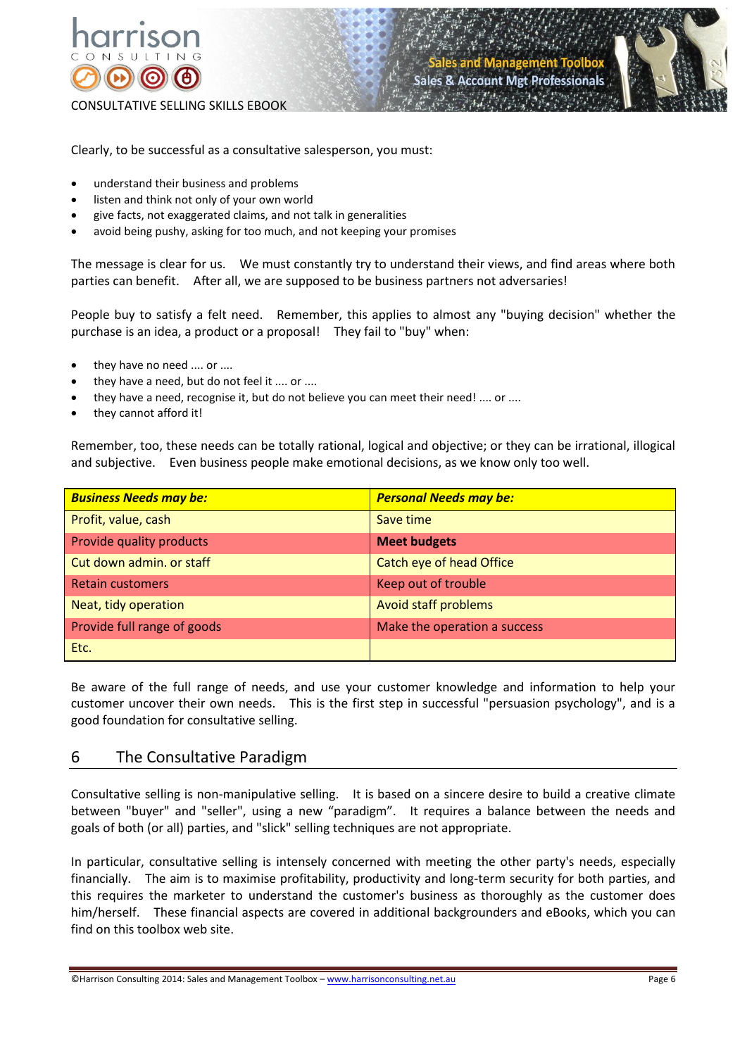Clearly, to be successful as a consultative salesperson, you must:

- understand their business and problems
- listen and think not only of your own world
- give facts, not exaggerated claims, and not talk in generalities
- avoid being pushy, asking for too much, and not keeping your promises

The message is clear for us. We must constantly try to understand their views, and find areas where both parties can benefit. After all, we are supposed to be business partners not adversaries!

People buy to satisfy a felt need. Remember, this applies to almost any "buying decision" whether the purchase is an idea, a product or a proposal! They fail to "buy" when:

- they have no need .... or ....
- they have a need, but do not feel it .... or ....
- they have a need, recognise it, but do not believe you can meet their need! .... or ....
- they cannot afford it!

Remember, too, these needs can be totally rational, logical and objective; or they can be irrational, illogical and subjective. Even business people make emotional decisions, as we know only too well.

| ***Business Needs may be:*** | ***Personal Needs may be:*** |
|---|---|
| Profit, value, cash | Save time |
| Provide quality products | **Meet budgets** |
| Cut down admin. or staff | Catch eye of head Office |
| Retain customers | Keep out of trouble |
| Neat, tidy operation | Avoid staff problems |
| Provide full range of goods | Make the operation a success |
| Etc. | |

Be aware of the full range of needs, and use your customer knowledge and information to help your customer uncover their own needs. This is the first step in successful "persuasion psychology", and is a good foundation for consultative selling.

## 6 The Consultative Paradigm

Consultative selling is non-manipulative selling. It is based on a sincere desire to build a creative climate between "buyer" and "seller", using a new "paradigm". It requires a balance between the needs and goals of both (or all) parties, and "slick" selling techniques are not appropriate.

In particular, consultative selling is intensely concerned with meeting the other party's needs, especially financially. The aim is to maximise profitability, productivity and long-term security for both parties, and this requires the marketer to understand the customer's business as thoroughly as the customer does him/herself. These financial aspects are covered in additional backgrounders and eBooks, which you can find on this toolbox web site.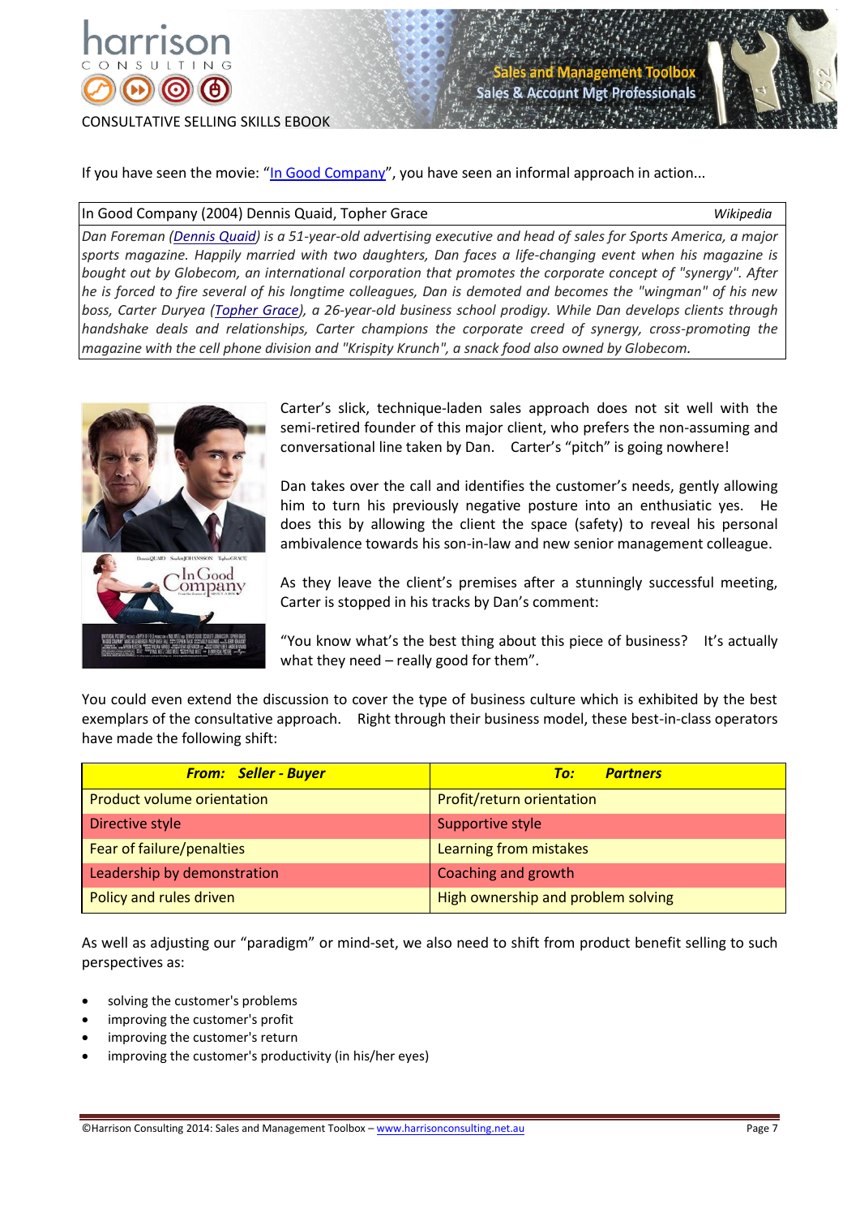If you have seen the movie: "In Good Company", you have seen an informal approach in action...

| In Good Company (2004) Dennis Quaid, Topher Grace | *Wikipedia* |
|---|---|
| *Dan Foreman (Dennis Quaid) is a 51-year-old advertising executive and head of sales for Sports America, a major sports magazine. Happily married with two daughters, Dan faces a life-changing event when his magazine is bought out by Globecom, an international corporation that promotes the corporate concept of "synergy". After he is forced to fire several of his longtime colleagues, Dan is demoted and becomes the "wingman" of his new boss, Carter Duryea (Topher Grace), a 26-year-old business school prodigy. While Dan develops clients through handshake deals and relationships, Carter champions the corporate creed of synergy, cross-promoting the magazine with the cell phone division and "Krispity Krunch", a snack food also owned by Globecom.* | |

Carter's slick, technique-laden sales approach does not sit well with the semi-retired founder of this major client, who prefers the non-assuming and conversational line taken by Dan. Carter's "pitch" is going nowhere!

Dan takes over the call and identifies the customer's needs, gently allowing him to turn his previously negative posture into an enthusiatic yes. He does this by allowing the client the space (safety) to reveal his personal ambivalence towards his son-in-law and new senior management colleague.

As they leave the client's premises after a stunningly successful meeting, Carter is stopped in his tracks by Dan's comment:

"You know what's the best thing about this piece of business? It's actually what they need – really good for them".

You could even extend the discussion to cover the type of business culture which is exhibited by the best exemplars of the consultative approach. Right through their business model, these best-in-class operators have made the following shift:

| ***From: Seller - Buyer*** | ***To: Partners*** |
|---|---|
| Product volume orientation | Profit/return orientation |
| Directive style | Supportive style |
| Fear of failure/penalties | Learning from mistakes |
| Leadership by demonstration | Coaching and growth |
| Policy and rules driven | High ownership and problem solving |

As well as adjusting our "paradigm" or mind-set, we also need to shift from product benefit selling to such perspectives as:

- solving the customer's problems
- improving the customer's profit
- improving the customer's return
- improving the customer's productivity (in his/her eyes)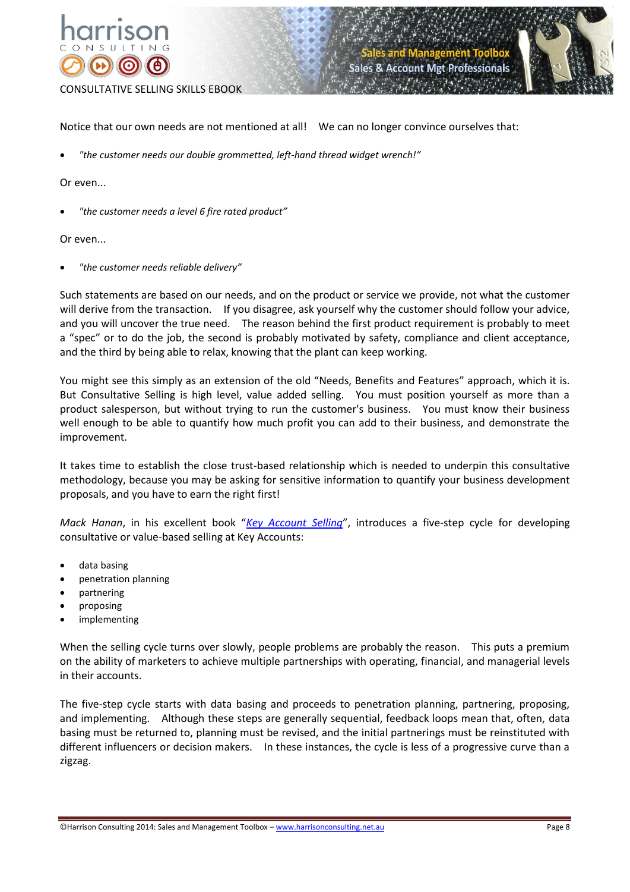Notice that our own needs are not mentioned at all! We can no longer convince ourselves that:

- *"the customer needs our double grommetted, left-hand thread widget wrench!"*

Or even...

- *"the customer needs a level 6 fire rated product"*

Or even...

- *"the customer needs reliable delivery"*

Such statements are based on our needs, and on the product or service we provide, not what the customer will derive from the transaction. If you disagree, ask yourself why the customer should follow your advice, and you will uncover the true need. The reason behind the first product requirement is probably to meet a "spec" or to do the job, the second is probably motivated by safety, compliance and client acceptance, and the third by being able to relax, knowing that the plant can keep working.

You might see this simply as an extension of the old "Needs, Benefits and Features" approach, which it is. But Consultative Selling is high level, value added selling. You must position yourself as more than a product salesperson, but without trying to run the customer's business. You must know their business well enough to be able to quantify how much profit you can add to their business, and demonstrate the improvement.

It takes time to establish the close trust-based relationship which is needed to underpin this consultative methodology, because you may be asking for sensitive information to quantify your business development proposals, and you have to earn the right first!

*Mack Hanan*, in his excellent book "*Key Account Selling*", introduces a five-step cycle for developing consultative or value-based selling at Key Accounts:

- data basing
- penetration planning
- partnering
- proposing
- implementing

When the selling cycle turns over slowly, people problems are probably the reason. This puts a premium on the ability of marketers to achieve multiple partnerships with operating, financial, and managerial levels in their accounts.

The five-step cycle starts with data basing and proceeds to penetration planning, partnering, proposing, and implementing. Although these steps are generally sequential, feedback loops mean that, often, data basing must be returned to, planning must be revised, and the initial partnerings must be reinstituted with different influencers or decision makers. In these instances, the cycle is less of a progressive curve than a zigzag.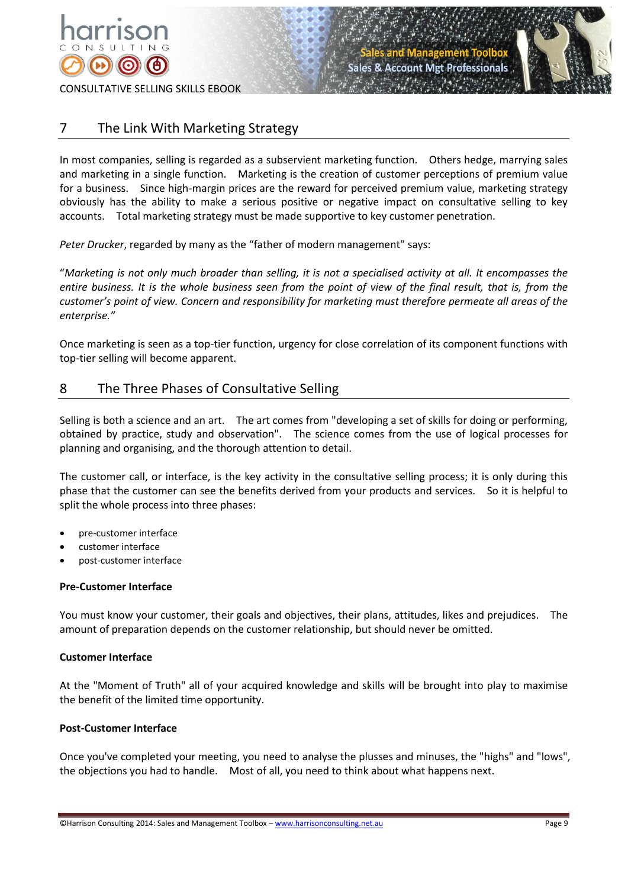## 7 The Link With Marketing Strategy

In most companies, selling is regarded as a subservient marketing function. Others hedge, marrying sales and marketing in a single function. Marketing is the creation of customer perceptions of premium value for a business. Since high-margin prices are the reward for perceived premium value, marketing strategy obviously has the ability to make a serious positive or negative impact on consultative selling to key accounts. Total marketing strategy must be made supportive to key customer penetration.

*Peter Drucker*, regarded by many as the "father of modern management" says:

"*Marketing is not only much broader than selling, it is not a specialised activity at all. It encompasses the entire business. It is the whole business seen from the point of view of the final result, that is, from the customer's point of view. Concern and responsibility for marketing must therefore permeate all areas of the enterprise.*"

Once marketing is seen as a top-tier function, urgency for close correlation of its component functions with top-tier selling will become apparent.

## 8 The Three Phases of Consultative Selling

Selling is both a science and an art. The art comes from "developing a set of skills for doing or performing, obtained by practice, study and observation". The science comes from the use of logical processes for planning and organising, and the thorough attention to detail.

The customer call, or interface, is the key activity in the consultative selling process; it is only during this phase that the customer can see the benefits derived from your products and services. So it is helpful to split the whole process into three phases:

- pre-customer interface
- customer interface
- post-customer interface

**Pre-Customer Interface**

You must know your customer, their goals and objectives, their plans, attitudes, likes and prejudices. The amount of preparation depends on the customer relationship, but should never be omitted.

**Customer Interface**

At the "Moment of Truth" all of your acquired knowledge and skills will be brought into play to maximise the benefit of the limited time opportunity.

**Post-Customer Interface**

Once you've completed your meeting, you need to analyse the plusses and minuses, the "highs" and "lows", the objections you had to handle. Most of all, you need to think about what happens next.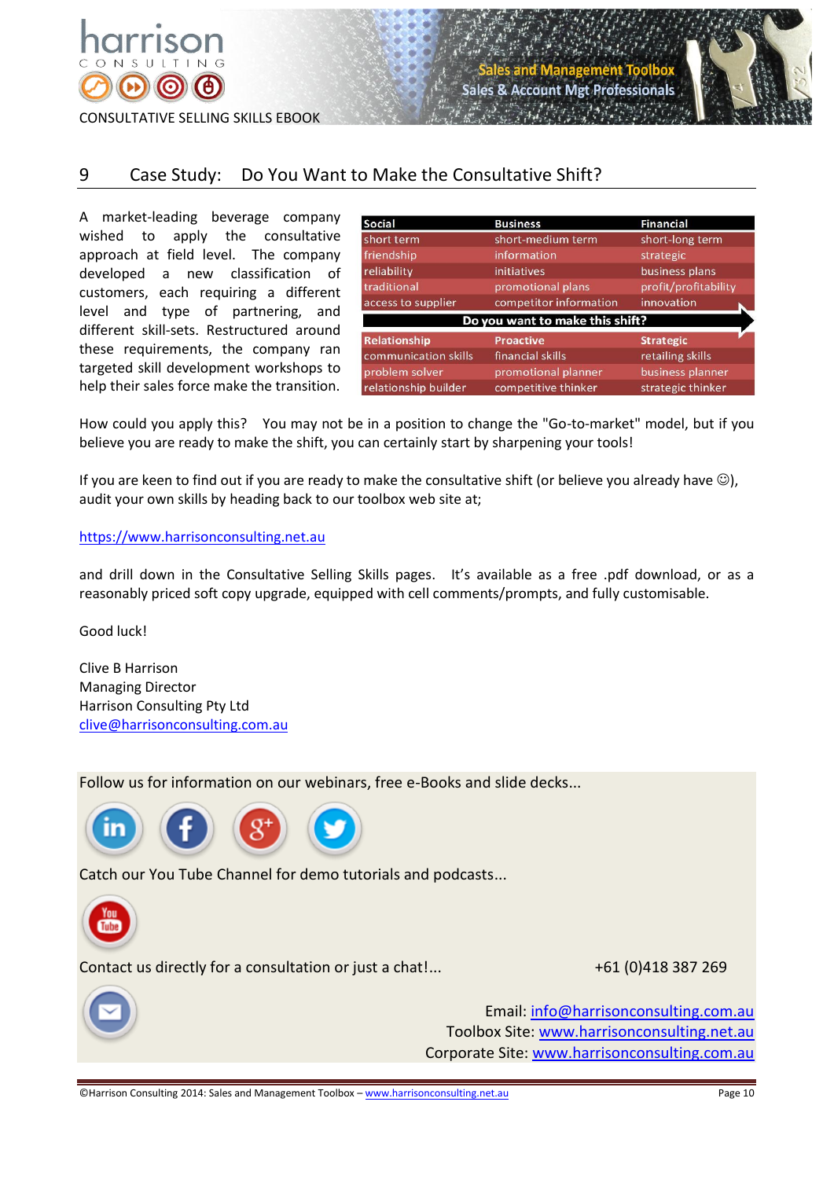## 9 Case Study: Do You Want to Make the Consultative Shift?

A market-leading beverage company wished to apply the consultative approach at field level. The company developed a new classification of customers, each requiring a different level and type of partnering, and different skill-sets. Restructured around these requirements, the company ran targeted skill development workshops to help their sales force make the transition.

| Social | Business | Financial |
|---|---|---|
| short term | short-medium term | short-long term |
| friendship | information | strategic |
| reliability | initiatives | business plans |
| traditional | promotional plans | profit/profitability |
| access to supplier | competitor information | innovation |
| **Do you want to make this shift?** | | |
| **Relationship** | **Proactive** | **Strategic** |
| communication skills | financial skills | retailing skills |
| problem solver | promotional planner | business planner |
| relationship builder | competitive thinker | strategic thinker |

How could you apply this? You may not be in a position to change the "Go-to-market" model, but if you believe you are ready to make the shift, you can certainly start by sharpening your tools!

If you are keen to find out if you are ready to make the consultative shift (or believe you already have ☺), audit your own skills by heading back to our toolbox web site at;

https://www.harrisonconsulting.net.au

and drill down in the Consultative Selling Skills pages. It's available as a free .pdf download, or as a reasonably priced soft copy upgrade, equipped with cell comments/prompts, and fully customisable.

Good luck!

Clive B Harrison
Managing Director
Harrison Consulting Pty Ltd
clive@harrisonconsulting.com.au

Follow us for information on our webinars, free e-Books and slide decks...

Catch our You Tube Channel for demo tutorials and podcasts...

Contact us directly for a consultation or just a chat!... +61 (0)418 387 269

Email: info@harrisonconsulting.com.au
Toolbox Site: www.harrisonconsulting.net.au
Corporate Site: www.harrisonconsulting.com.au